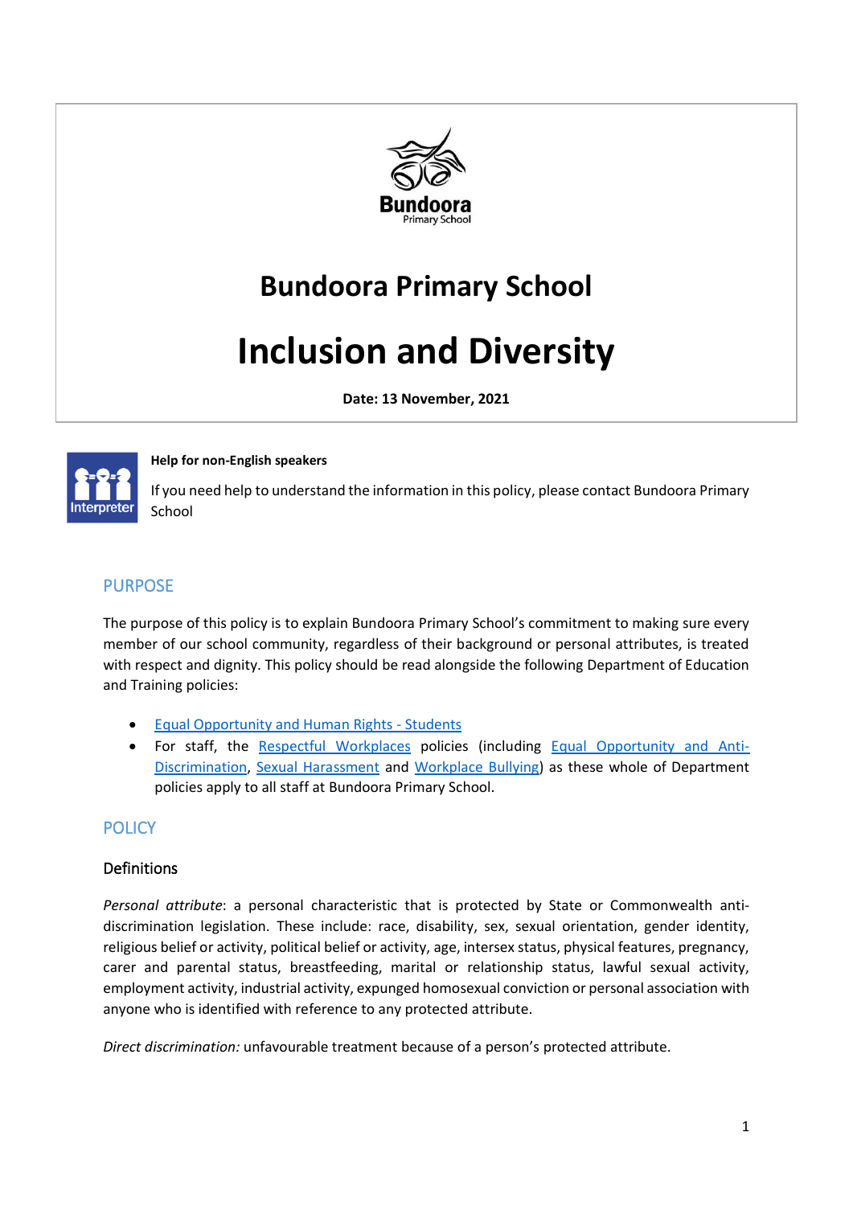# Bundoora Primary School

# Inclusion and Diversity

**Date: 13 November, 2021**

**Help for non-English speakers**

If you need help to understand the information in this policy, please contact Bundoora Primary School

## PURPOSE

The purpose of this policy is to explain Bundoora Primary School's commitment to making sure every member of our school community, regardless of their background or personal attributes, is treated with respect and dignity. This policy should be read alongside the following Department of Education and Training policies:

- Equal Opportunity and Human Rights - Students
- For staff, the Respectful Workplaces policies (including Equal Opportunity and Anti-Discrimination, Sexual Harassment and Workplace Bullying) as these whole of Department policies apply to all staff at Bundoora Primary School.

## POLICY

### Definitions

*Personal attribute*: a personal characteristic that is protected by State or Commonwealth anti-discrimination legislation. These include: race, disability, sex, sexual orientation, gender identity, religious belief or activity, political belief or activity, age, intersex status, physical features, pregnancy, carer and parental status, breastfeeding, marital or relationship status, lawful sexual activity, employment activity, industrial activity, expunged homosexual conviction or personal association with anyone who is identified with reference to any protected attribute.

*Direct discrimination:* unfavourable treatment because of a person's protected attribute.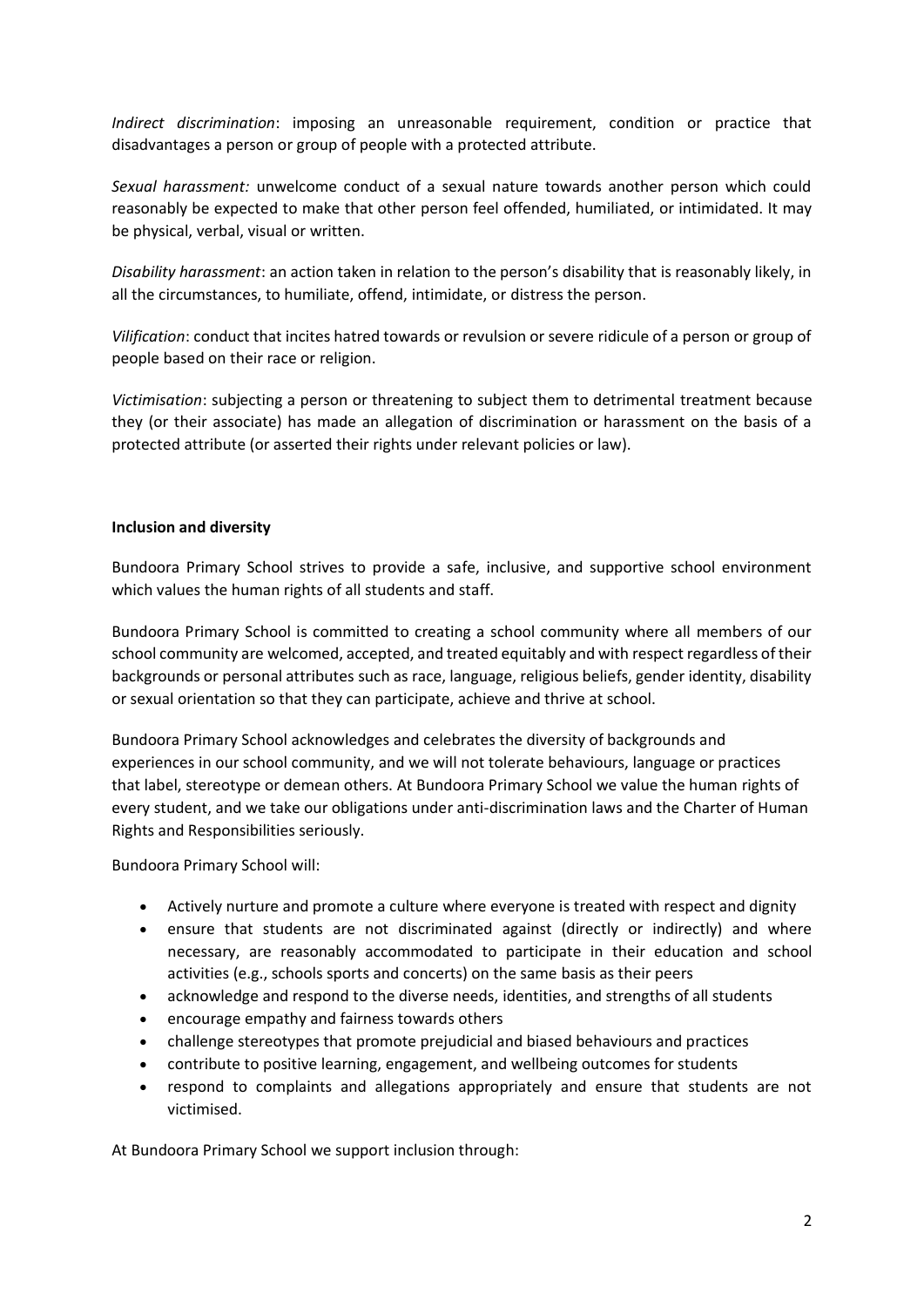*Indirect discrimination*: imposing an unreasonable requirement, condition or practice that disadvantages a person or group of people with a protected attribute.

*Sexual harassment:* unwelcome conduct of a sexual nature towards another person which could reasonably be expected to make that other person feel offended, humiliated, or intimidated. It may be physical, verbal, visual or written.

*Disability harassment*: an action taken in relation to the person's disability that is reasonably likely, in all the circumstances, to humiliate, offend, intimidate, or distress the person.

*Vilification*: conduct that incites hatred towards or revulsion or severe ridicule of a person or group of people based on their race or religion.

*Victimisation*: subjecting a person or threatening to subject them to detrimental treatment because they (or their associate) has made an allegation of discrimination or harassment on the basis of a protected attribute (or asserted their rights under relevant policies or law).

**Inclusion and diversity**

Bundoora Primary School strives to provide a safe, inclusive, and supportive school environment which values the human rights of all students and staff.

Bundoora Primary School is committed to creating a school community where all members of our school community are welcomed, accepted, and treated equitably and with respect regardless of their backgrounds or personal attributes such as race, language, religious beliefs, gender identity, disability or sexual orientation so that they can participate, achieve and thrive at school.

Bundoora Primary School acknowledges and celebrates the diversity of backgrounds and experiences in our school community, and we will not tolerate behaviours, language or practices that label, stereotype or demean others. At Bundoora Primary School we value the human rights of every student, and we take our obligations under anti-discrimination laws and the Charter of Human Rights and Responsibilities seriously.

Bundoora Primary School will:

- Actively nurture and promote a culture where everyone is treated with respect and dignity
- ensure that students are not discriminated against (directly or indirectly) and where necessary, are reasonably accommodated to participate in their education and school activities (e.g., schools sports and concerts) on the same basis as their peers
- acknowledge and respond to the diverse needs, identities, and strengths of all students
- encourage empathy and fairness towards others
- challenge stereotypes that promote prejudicial and biased behaviours and practices
- contribute to positive learning, engagement, and wellbeing outcomes for students
- respond to complaints and allegations appropriately and ensure that students are not victimised.

At Bundoora Primary School we support inclusion through: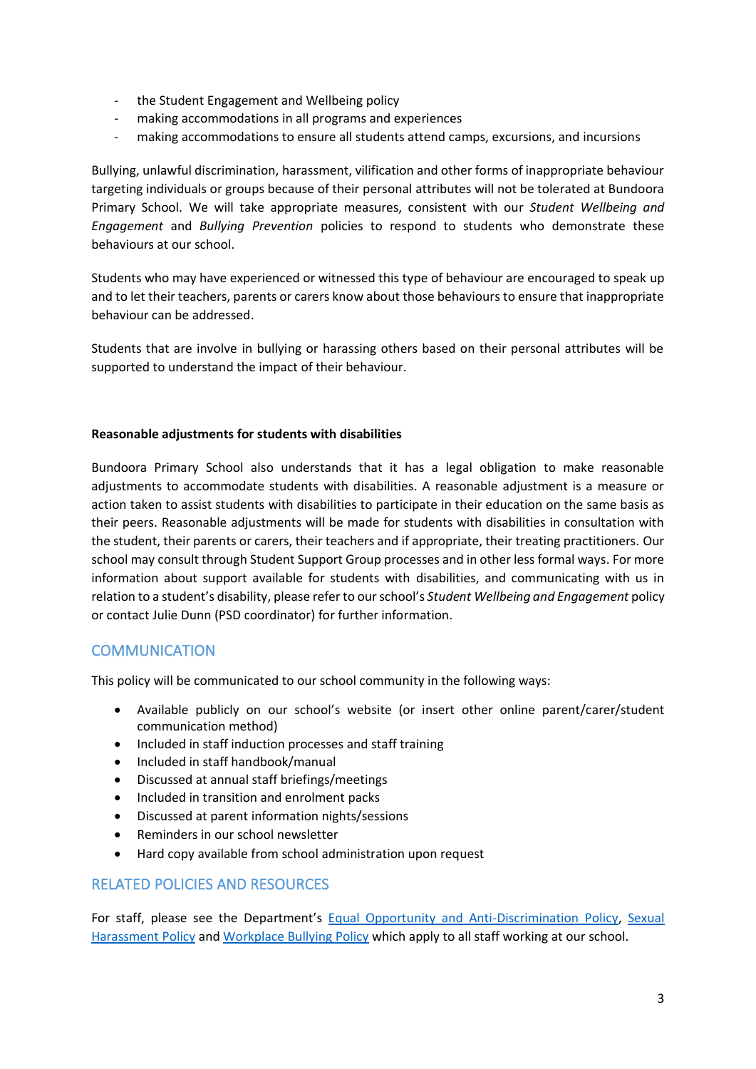- the Student Engagement and Wellbeing policy
- making accommodations in all programs and experiences
- making accommodations to ensure all students attend camps, excursions, and incursions

Bullying, unlawful discrimination, harassment, vilification and other forms of inappropriate behaviour targeting individuals or groups because of their personal attributes will not be tolerated at Bundoora Primary School. We will take appropriate measures, consistent with our *Student Wellbeing and Engagement* and *Bullying Prevention* policies to respond to students who demonstrate these behaviours at our school.

Students who may have experienced or witnessed this type of behaviour are encouraged to speak up and to let their teachers, parents or carers know about those behaviours to ensure that inappropriate behaviour can be addressed.

Students that are involve in bullying or harassing others based on their personal attributes will be supported to understand the impact of their behaviour.

**Reasonable adjustments for students with disabilities**

Bundoora Primary School also understands that it has a legal obligation to make reasonable adjustments to accommodate students with disabilities. A reasonable adjustment is a measure or action taken to assist students with disabilities to participate in their education on the same basis as their peers. Reasonable adjustments will be made for students with disabilities in consultation with the student, their parents or carers, their teachers and if appropriate, their treating practitioners. Our school may consult through Student Support Group processes and in other less formal ways. For more information about support available for students with disabilities, and communicating with us in relation to a student's disability, please refer to our school's *Student Wellbeing and Engagement* policy or contact Julie Dunn (PSD coordinator) for further information.

## COMMUNICATION

This policy will be communicated to our school community in the following ways:

- Available publicly on our school's website (or insert other online parent/carer/student communication method)
- Included in staff induction processes and staff training
- Included in staff handbook/manual
- Discussed at annual staff briefings/meetings
- Included in transition and enrolment packs
- Discussed at parent information nights/sessions
- Reminders in our school newsletter
- Hard copy available from school administration upon request

## RELATED POLICIES AND RESOURCES

For staff, please see the Department's Equal Opportunity and Anti-Discrimination Policy, Sexual Harassment Policy and Workplace Bullying Policy which apply to all staff working at our school.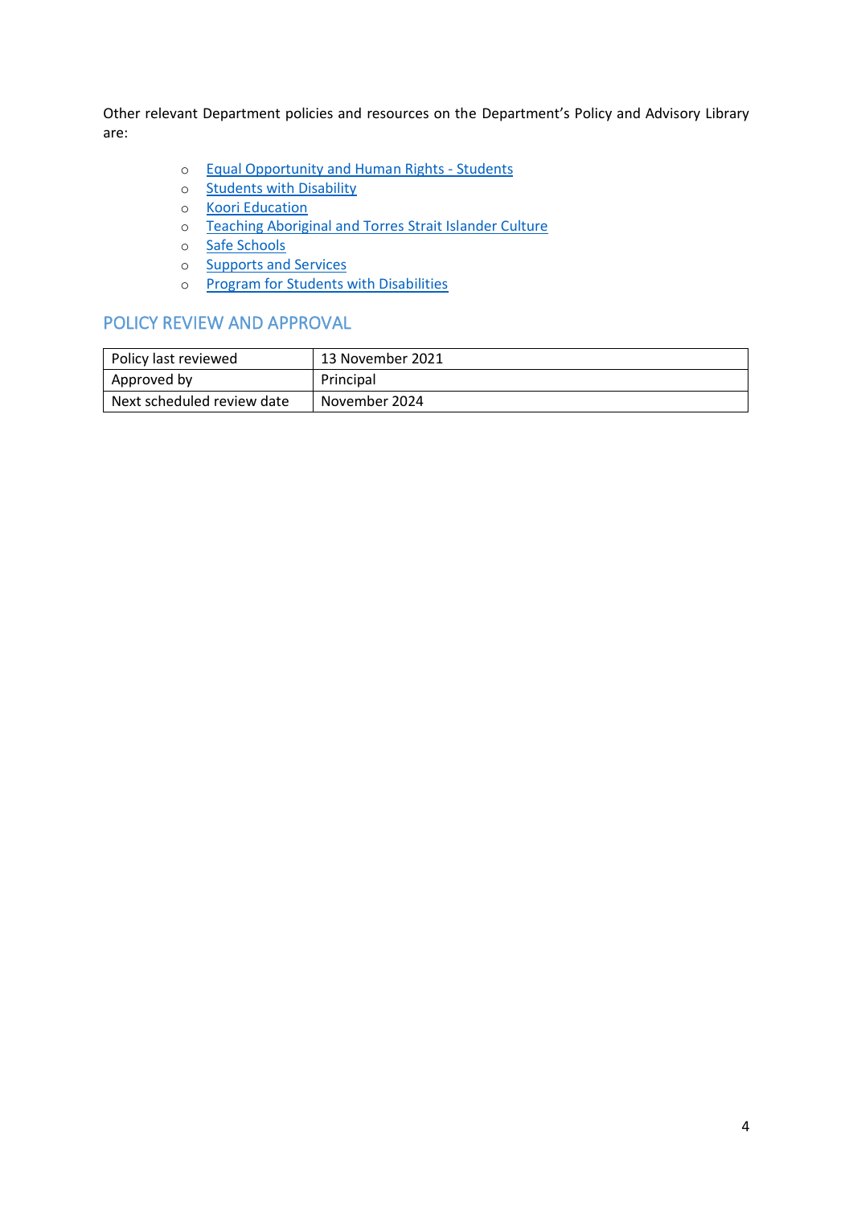Other relevant Department policies and resources on the Department's Policy and Advisory Library are:

- Equal Opportunity and Human Rights - Students
- Students with Disability
- Koori Education
- Teaching Aboriginal and Torres Strait Islander Culture
- Safe Schools
- Supports and Services
- Program for Students with Disabilities

## POLICY REVIEW AND APPROVAL

| | |
|---|---|
| Policy last reviewed | 13 November 2021 |
| Approved by | Principal |
| Next scheduled review date | November 2024 |